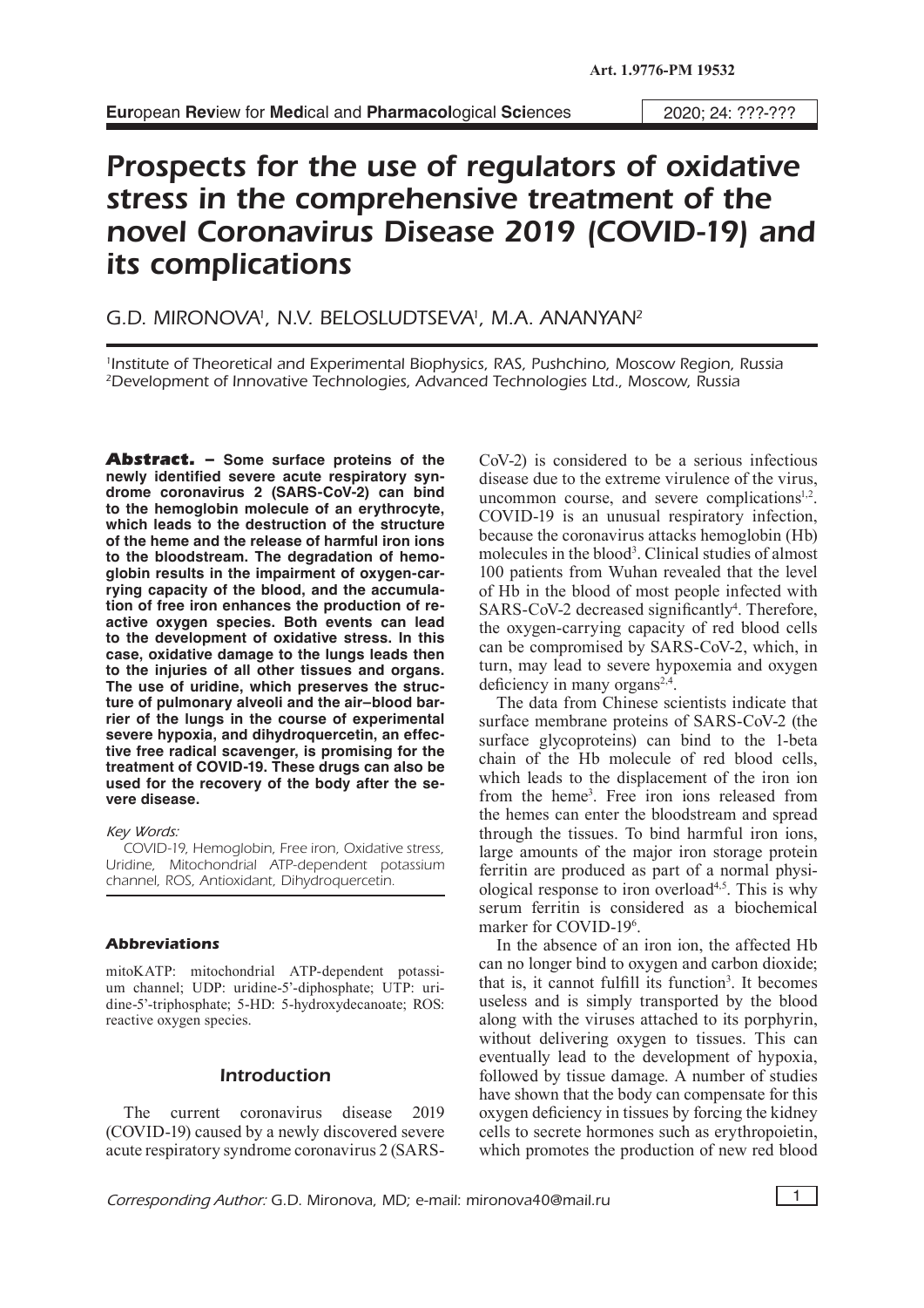# Prospects for the use of regulators of oxidative stress in the comprehensive treatment of the novel Coronavirus Disease 2019 (COVID-19) and its complications

G.D. MIRONOVA[1], N.V. BELOSLUDTSEVA[1], M.A. ANANYAN[2]

[1]Institute of Theoretical and Experimental Biophysics, RAS, Pushchino, Moscow Region, Russia
[2]Development of Innovative Technologies, Advanced Technologies Ltd., Moscow, Russia

**Abstract. – Some surface proteins of the newly identified severe acute respiratory syndrome coronavirus 2 (SARS-CoV-2) can bind to the hemoglobin molecule of an erythrocyte, which leads to the destruction of the structure of the heme and the release of harmful iron ions to the bloodstream. The degradation of hemoglobin results in the impairment of oxygen-carrying capacity of the blood, and the accumulation of free iron enhances the production of reactive oxygen species. Both events can lead to the development of oxidative stress. In this case, oxidative damage to the lungs leads then to the injuries of all other tissues and organs. The use of uridine, which preserves the structure of pulmonary alveoli and the air–blood barrier of the lungs in the course of experimental severe hypoxia, and dihydroquercetin, an effective free radical scavenger, is promising for the treatment of COVID-19. These drugs can also be used for the recovery of the body after the severe disease.**

*Key Words:*

COVID-19, Hemoglobin, Free iron, Oxidative stress, Uridine, Mitochondrial ATP-dependent potassium channel, ROS, Antioxidant, Dihydroquercetin.

### Abbreviations

mitoKATP: mitochondrial ATP-dependent potassium channel; UDP: uridine-5'-diphosphate; UTP: uridine-5'-triphosphate; 5-HD: 5-hydroxydecanoate; ROS: reactive oxygen species.

## Introduction

The current coronavirus disease 2019 (COVID-19) caused by a newly discovered severe acute respiratory syndrome coronavirus 2 (SARS-CoV-2) is considered to be a serious infectious disease due to the extreme virulence of the virus, uncommon course, and severe complications[1,2]. COVID-19 is an unusual respiratory infection, because the coronavirus attacks hemoglobin (Hb) molecules in the blood[3]. Clinical studies of almost 100 patients from Wuhan revealed that the level of Hb in the blood of most people infected with SARS-CoV-2 decreased significantly[4]. Therefore, the oxygen-carrying capacity of red blood cells can be compromised by SARS-CoV-2, which, in turn, may lead to severe hypoxemia and oxygen deficiency in many organs[2,4].

The data from Chinese scientists indicate that surface membrane proteins of SARS-CoV-2 (the surface glycoproteins) can bind to the 1-beta chain of the Hb molecule of red blood cells, which leads to the displacement of the iron ion from the heme[3]. Free iron ions released from the hemes can enter the bloodstream and spread through the tissues. To bind harmful iron ions, large amounts of the major iron storage protein ferritin are produced as part of a normal physiological response to iron overload[4,5]. This is why serum ferritin is considered as a biochemical marker for COVID-19[6].

In the absence of an iron ion, the affected Hb can no longer bind to oxygen and carbon dioxide; that is, it cannot fulfill its function[3]. It becomes useless and is simply transported by the blood along with the viruses attached to its porphyrin, without delivering oxygen to tissues. This can eventually lead to the development of hypoxia, followed by tissue damage. A number of studies have shown that the body can compensate for this oxygen deficiency in tissues by forcing the kidney cells to secrete hormones such as erythropoietin, which promotes the production of new red blood

*Corresponding Author:* G.D. Mironova, MD; e-mail: mironova40@mail.ru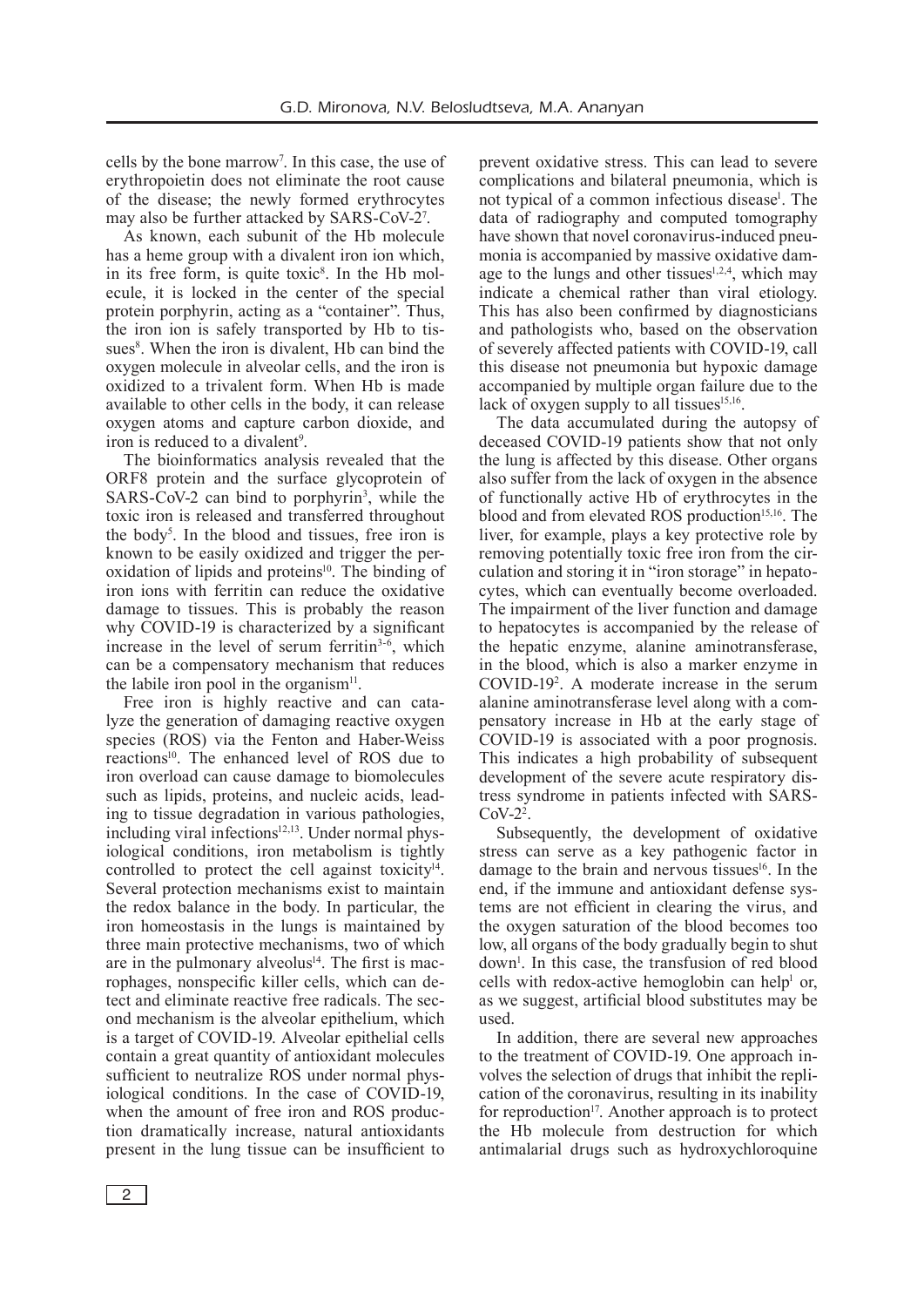cells by the bone marrow[7]. In this case, the use of erythropoietin does not eliminate the root cause of the disease; the newly formed erythrocytes may also be further attacked by SARS-CoV-2[7].

As known, each subunit of the Hb molecule has a heme group with a divalent iron ion which, in its free form, is quite toxic[8]. In the Hb molecule, it is locked in the center of the special protein porphyrin, acting as a "container". Thus, the iron ion is safely transported by Hb to tissues[8]. When the iron is divalent, Hb can bind the oxygen molecule in alveolar cells, and the iron is oxidized to a trivalent form. When Hb is made available to other cells in the body, it can release oxygen atoms and capture carbon dioxide, and iron is reduced to a divalent[9].

The bioinformatics analysis revealed that the ORF8 protein and the surface glycoprotein of SARS-CoV-2 can bind to porphyrin[3], while the toxic iron is released and transferred throughout the body[5]. In the blood and tissues, free iron is known to be easily oxidized and trigger the peroxidation of lipids and proteins[10]. The binding of iron ions with ferritin can reduce the oxidative damage to tissues. This is probably the reason why COVID-19 is characterized by a significant increase in the level of serum ferritin[3-6], which can be a compensatory mechanism that reduces the labile iron pool in the organism[11].

Free iron is highly reactive and can catalyze the generation of damaging reactive oxygen species (ROS) via the Fenton and Haber-Weiss reactions[10]. The enhanced level of ROS due to iron overload can cause damage to biomolecules such as lipids, proteins, and nucleic acids, leading to tissue degradation in various pathologies, including viral infections[12,13]. Under normal physiological conditions, iron metabolism is tightly controlled to protect the cell against toxicity[14]. Several protection mechanisms exist to maintain the redox balance in the body. In particular, the iron homeostasis in the lungs is maintained by three main protective mechanisms, two of which are in the pulmonary alveolus[14]. The first is macrophages, nonspecific killer cells, which can detect and eliminate reactive free radicals. The second mechanism is the alveolar epithelium, which is a target of COVID-19. Alveolar epithelial cells contain a great quantity of antioxidant molecules sufficient to neutralize ROS under normal physiological conditions. In the case of COVID-19, when the amount of free iron and ROS production dramatically increase, natural antioxidants present in the lung tissue can be insufficient to prevent oxidative stress. This can lead to severe complications and bilateral pneumonia, which is not typical of a common infectious disease[1]. The data of radiography and computed tomography have shown that novel coronavirus-induced pneumonia is accompanied by massive oxidative damage to the lungs and other tissues[1,2,4], which may indicate a chemical rather than viral etiology. This has also been confirmed by diagnosticians and pathologists who, based on the observation of severely affected patients with COVID-19, call this disease not pneumonia but hypoxic damage accompanied by multiple organ failure due to the lack of oxygen supply to all tissues[15,16].

The data accumulated during the autopsy of deceased COVID-19 patients show that not only the lung is affected by this disease. Other organs also suffer from the lack of oxygen in the absence of functionally active Hb of erythrocytes in the blood and from elevated ROS production[15,16]. The liver, for example, plays a key protective role by removing potentially toxic free iron from the circulation and storing it in "iron storage" in hepatocytes, which can eventually become overloaded. The impairment of the liver function and damage to hepatocytes is accompanied by the release of the hepatic enzyme, alanine aminotransferase, in the blood, which is also a marker enzyme in COVID-19[2]. A moderate increase in the serum alanine aminotransferase level along with a compensatory increase in Hb at the early stage of COVID-19 is associated with a poor prognosis. This indicates a high probability of subsequent development of the severe acute respiratory distress syndrome in patients infected with SARS-CoV-2[2].

Subsequently, the development of oxidative stress can serve as a key pathogenic factor in damage to the brain and nervous tissues[16]. In the end, if the immune and antioxidant defense systems are not efficient in clearing the virus, and the oxygen saturation of the blood becomes too low, all organs of the body gradually begin to shut down[1]. In this case, the transfusion of red blood cells with redox-active hemoglobin can help[1] or, as we suggest, artificial blood substitutes may be used.

In addition, there are several new approaches to the treatment of COVID-19. One approach involves the selection of drugs that inhibit the replication of the coronavirus, resulting in its inability for reproduction[17]. Another approach is to protect the Hb molecule from destruction for which antimalarial drugs such as hydroxychloroquine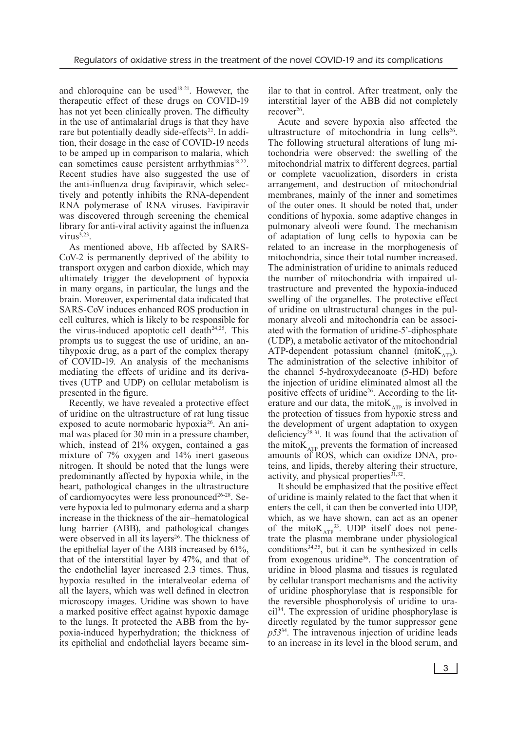and chloroquine can be used[18-21]. However, the therapeutic effect of these drugs on COVID-19 has not yet been clinically proven. The difficulty in the use of antimalarial drugs is that they have rare but potentially deadly side-effects[22]. In addition, their dosage in the case of COVID-19 needs to be amped up in comparison to malaria, which can sometimes cause persistent arrhythmias[18,22]. Recent studies have also suggested the use of the anti-influenza drug favipiravir, which selectively and potently inhibits the RNA-dependent RNA polymerase of RNA viruses. Favipiravir was discovered through screening the chemical library for anti-viral activity against the influenza virus[3,23].

As mentioned above, Hb affected by SARS-CoV-2 is permanently deprived of the ability to transport oxygen and carbon dioxide, which may ultimately trigger the development of hypoxia in many organs, in particular, the lungs and the brain. Moreover, experimental data indicated that SARS-CoV induces enhanced ROS production in cell cultures, which is likely to be responsible for the virus-induced apoptotic cell death[24,25]. This prompts us to suggest the use of uridine, an antihypoxic drug, as a part of the complex therapy of COVID-19. An analysis of the mechanisms mediating the effects of uridine and its derivatives (UTP and UDP) on cellular metabolism is presented in the figure.

Recently, we have revealed a protective effect of uridine on the ultrastructure of rat lung tissue exposed to acute normobaric hypoxia[26]. An animal was placed for 30 min in a pressure chamber, which, instead of 21% oxygen, contained a gas mixture of 7% oxygen and 14% inert gaseous nitrogen. It should be noted that the lungs were predominantly affected by hypoxia while, in the heart, pathological changes in the ultrastructure of cardiomyocytes were less pronounced[26-28]. Severe hypoxia led to pulmonary edema and a sharp increase in the thickness of the air–hematological lung barrier (ABB), and pathological changes were observed in all its layers[26]. The thickness of the epithelial layer of the ABB increased by 61%, that of the interstitial layer by 47%, and that of the endothelial layer increased 2.3 times. Thus, hypoxia resulted in the interalveolar edema of all the layers, which was well defined in electron microscopy images. Uridine was shown to have a marked positive effect against hypoxic damage to the lungs. It protected the ABB from the hypoxia-induced hyperhydration; the thickness of its epithelial and endothelial layers became similar to that in control. After treatment, only the interstitial layer of the ABB did not completely recover[26].

Acute and severe hypoxia also affected the ultrastructure of mitochondria in lung cells[26]. The following structural alterations of lung mitochondria were observed: the swelling of the mitochondrial matrix to different degrees, partial or complete vacuolization, disorders in crista arrangement, and destruction of mitochondrial membranes, mainly of the inner and sometimes of the outer ones. It should be noted that, under conditions of hypoxia, some adaptive changes in pulmonary alveoli were found. The mechanism of adaptation of lung cells to hypoxia can be related to an increase in the morphogenesis of mitochondria, since their total number increased. The administration of uridine to animals reduced the number of mitochondria with impaired ultrastructure and prevented the hypoxia-induced swelling of the organelles. The protective effect of uridine on ultrastructural changes in the pulmonary alveoli and mitochondria can be associated with the formation of uridine-5'-diphosphate (UDP), a metabolic activator of the mitochondrial ATP-dependent potassium channel (mito$K_{ATP}$). The administration of the selective inhibitor of the channel 5-hydroxydecanoate (5-HD) before the injection of uridine eliminated almost all the positive effects of uridine[26]. According to the literature and our data, the mito$K_{ATP}$ is involved in the protection of tissues from hypoxic stress and the development of urgent adaptation to oxygen deficiency[28-31]. It was found that the activation of the mito$K_{ATP}$ prevents the formation of increased amounts of ROS, which can oxidize DNA, proteins, and lipids, thereby altering their structure, activity, and physical properties[31,32].

It should be emphasized that the positive effect of uridine is mainly related to the fact that when it enters the cell, it can then be converted into UDP, which, as we have shown, can act as an opener of the mito$K_{ATP}$[33]. UDP itself does not penetrate the plasma membrane under physiological conditions[34,35], but it can be synthesized in cells from exogenous uridine[36]. The concentration of uridine in blood plasma and tissues is regulated by cellular transport mechanisms and the activity of uridine phosphorylase that is responsible for the reversible phosphorolysis of uridine to uracil[34]. The expression of uridine phosphorylase is directly regulated by the tumor suppressor gene *p53*[34]. The intravenous injection of uridine leads to an increase in its level in the blood serum, and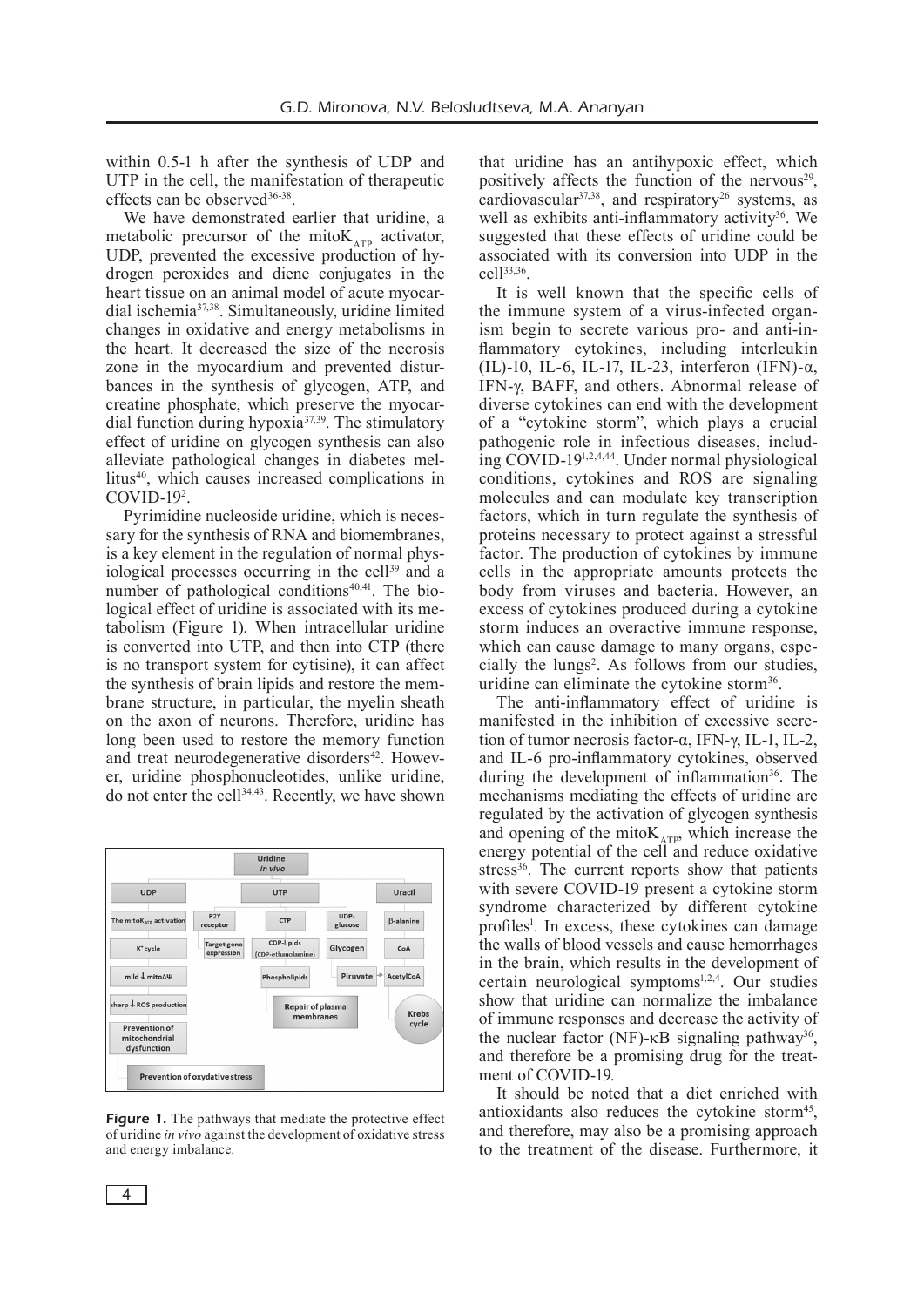within 0.5-1 h after the synthesis of UDP and UTP in the cell, the manifestation of therapeutic effects can be observed[36-38].

We have demonstrated earlier that uridine, a metabolic precursor of the mito$K_{ATP}$ activator, UDP, prevented the excessive production of hydrogen peroxides and diene conjugates in the heart tissue on an animal model of acute myocardial ischemia[37,38]. Simultaneously, uridine limited changes in oxidative and energy metabolisms in the heart. It decreased the size of the necrosis zone in the myocardium and prevented disturbances in the synthesis of glycogen, ATP, and creatine phosphate, which preserve the myocardial function during hypoxia[37,39]. The stimulatory effect of uridine on glycogen synthesis can also alleviate pathological changes in diabetes mellitus[40], which causes increased complications in COVID-19[2].

Pyrimidine nucleoside uridine, which is necessary for the synthesis of RNA and biomembranes, is a key element in the regulation of normal physiological processes occurring in the cell[39] and a number of pathological conditions[40,41]. The biological effect of uridine is associated with its metabolism (Figure 1). When intracellular uridine is converted into UTP, and then into CTP (there is no transport system for cytisine), it can affect the synthesis of brain lipids and restore the membrane structure, in particular, the myelin sheath on the axon of neurons. Therefore, uridine has long been used to restore the memory function and treat neurodegenerative disorders[42]. However, uridine phosphonucleotides, unlike uridine, do not enter the cell[34,43]. Recently, we have shown

**Figure 1.** The pathways that mediate the protective effect of uridine *in vivo* against the development of oxidative stress and energy imbalance.

that uridine has an antihypoxic effect, which positively affects the function of the nervous[29], cardiovascular[37,38], and respiratory[26] systems, as well as exhibits anti-inflammatory activity[36]. We suggested that these effects of uridine could be associated with its conversion into UDP in the cell[33,36].

It is well known that the specific cells of the immune system of a virus-infected organism begin to secrete various pro- and anti-inflammatory cytokines, including interleukin (IL)-10, IL-6, IL-17, IL-23, interferon (IFN)-α, IFN-γ, BAFF, and others. Abnormal release of diverse cytokines can end with the development of a "cytokine storm", which plays a crucial pathogenic role in infectious diseases, including COVID-19[1,2,4,44]. Under normal physiological conditions, cytokines and ROS are signaling molecules and can modulate key transcription factors, which in turn regulate the synthesis of proteins necessary to protect against a stressful factor. The production of cytokines by immune cells in the appropriate amounts protects the body from viruses and bacteria. However, an excess of cytokines produced during a cytokine storm induces an overactive immune response, which can cause damage to many organs, especially the lungs[2]. As follows from our studies, uridine can eliminate the cytokine storm[36].

The anti-inflammatory effect of uridine is manifested in the inhibition of excessive secretion of tumor necrosis factor-α, IFN-γ, IL-1, IL-2, and IL-6 pro-inflammatory cytokines, observed during the development of inflammation[36]. The mechanisms mediating the effects of uridine are regulated by the activation of glycogen synthesis and opening of the mito$K_{ATP}$, which increase the energy potential of the cell and reduce oxidative stress[36]. The current reports show that patients with severe COVID-19 present a cytokine storm syndrome characterized by different cytokine profiles[1]. In excess, these cytokines can damage the walls of blood vessels and cause hemorrhages in the brain, which results in the development of certain neurological symptoms[1,2,4]. Our studies show that uridine can normalize the imbalance of immune responses and decrease the activity of the nuclear factor (NF)-κB signaling pathway[36], and therefore be a promising drug for the treatment of COVID-19.

It should be noted that a diet enriched with antioxidants also reduces the cytokine storm[45], and therefore, may also be a promising approach to the treatment of the disease. Furthermore, it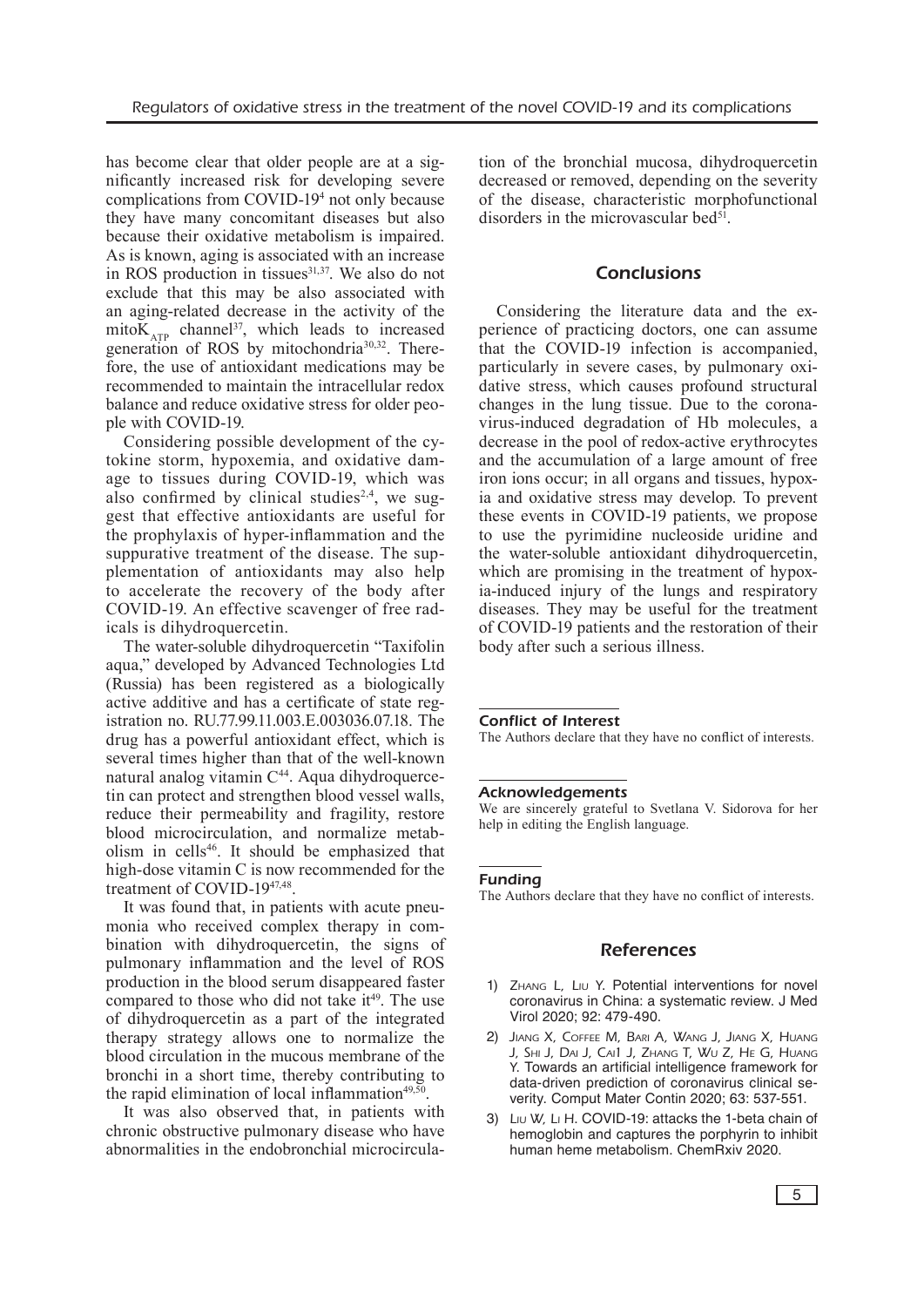has become clear that older people are at a significantly increased risk for developing severe complications from COVID-19[4] not only because they have many concomitant diseases but also because their oxidative metabolism is impaired. As is known, aging is associated with an increase in ROS production in tissues[31,37]. We also do not exclude that this may be also associated with an aging-related decrease in the activity of the mito$K_{ATP}$ channel[37], which leads to increased generation of ROS by mitochondria[30,32]. Therefore, the use of antioxidant medications may be recommended to maintain the intracellular redox balance and reduce oxidative stress for older people with COVID-19.

Considering possible development of the cytokine storm, hypoxemia, and oxidative damage to tissues during COVID-19, which was also confirmed by clinical studies[2,4], we suggest that effective antioxidants are useful for the prophylaxis of hyper-inflammation and the suppurative treatment of the disease. The supplementation of antioxidants may also help to accelerate the recovery of the body after COVID-19. An effective scavenger of free radicals is dihydroquercetin.

The water-soluble dihydroquercetin "Taxifolin aqua," developed by Advanced Technologies Ltd (Russia) has been registered as a biologically active additive and has a certificate of state registration no. RU.77.99.11.003.E.003036.07.18. The drug has a powerful antioxidant effect, which is several times higher than that of the well-known natural analog vitamin C[44]. Aqua dihydroquercetin can protect and strengthen blood vessel walls, reduce their permeability and fragility, restore blood microcirculation, and normalize metabolism in cells[46]. It should be emphasized that high-dose vitamin C is now recommended for the treatment of COVID-19[47,48].

It was found that, in patients with acute pneumonia who received complex therapy in combination with dihydroquercetin, the signs of pulmonary inflammation and the level of ROS production in the blood serum disappeared faster compared to those who did not take it[49]. The use of dihydroquercetin as a part of the integrated therapy strategy allows one to normalize the blood circulation in the mucous membrane of the bronchi in a short time, thereby contributing to the rapid elimination of local inflammation[49,50].

It was also observed that, in patients with chronic obstructive pulmonary disease who have abnormalities in the endobronchial microcirculation of the bronchial mucosa, dihydroquercetin decreased or removed, depending on the severity of the disease, characteristic morphofunctional disorders in the microvascular bed[51].

## Conclusions

Considering the literature data and the experience of practicing doctors, one can assume that the COVID-19 infection is accompanied, particularly in severe cases, by pulmonary oxidative stress, which causes profound structural changes in the lung tissue. Due to the coronavirus-induced degradation of Hb molecules, a decrease in the pool of redox-active erythrocytes and the accumulation of a large amount of free iron ions occur; in all organs and tissues, hypoxia and oxidative stress may develop. To prevent these events in COVID-19 patients, we propose to use the pyrimidine nucleoside uridine and the water-soluble antioxidant dihydroquercetin, which are promising in the treatment of hypoxia-induced injury of the lungs and respiratory diseases. They may be useful for the treatment of COVID-19 patients and the restoration of their body after such a serious illness.

#### Conflict of Interest

The Authors declare that they have no conflict of interests.

#### Acknowledgements

We are sincerely grateful to Svetlana V. Sidorova for her help in editing the English language.

#### Funding

The Authors declare that they have no conflict of interests.

## References

1) Zhang L, Liu Y. Potential interventions for novel coronavirus in China: a systematic review. J Med Virol 2020; 92: 479-490.
2) Jiang X, Coffee M, Bari A, Wang J, Jiang X, Huang J, Shi J, Dai J, Cai1 J, Zhang T, Wu Z, He G, Huang Y. Towards an artificial intelligence framework for data-driven prediction of coronavirus clinical severity. Comput Mater Contin 2020; 63: 537-551.
3) Liu W, Li H. COVID-19: attacks the 1-beta chain of hemoglobin and captures the porphyrin to inhibit human heme metabolism. ChemRxiv 2020.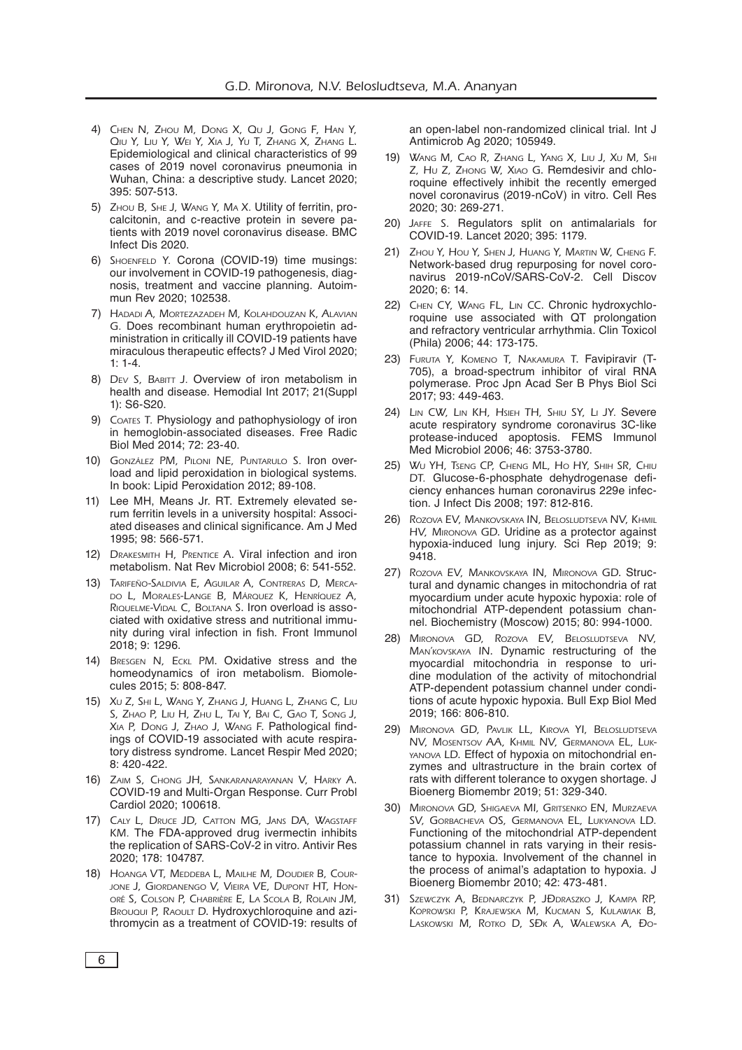4) Chen N, Zhou M, Dong X, Qu J, Gong F, Han Y, Qiu Y, Liu Y, Wei Y, Xia J, Yu T, Zhang X, Zhang L. Epidemiological and clinical characteristics of 99 cases of 2019 novel coronavirus pneumonia in Wuhan, China: a descriptive study. Lancet 2020; 395: 507-513.

5) Zhou B, She J, Wang Y, Ma X. Utility of ferritin, procalcitonin, and c-reactive protein in severe patients with 2019 novel coronavirus disease. BMC Infect Dis 2020.

6) Shoenfeld Y. Corona (COVID-19) time musings: our involvement in COVID-19 pathogenesis, diagnosis, treatment and vaccine planning. Autoimmun Rev 2020; 102538.

7) Hadadi A, Mortezazadeh M, Kolahdouzan K, Alavian G. Does recombinant human erythropoietin administration in critically ill COVID-19 patients have miraculous therapeutic effects? J Med Virol 2020; 1: 1-4.

8) Dev S, Babitt J. Overview of iron metabolism in health and disease. Hemodial Int 2017; 21(Suppl 1): S6-S20.

9) Coates T. Physiology and pathophysiology of iron in hemoglobin-associated diseases. Free Radic Biol Med 2014; 72: 23-40.

10) González PM, Piloni NE, Puntarulo S. Iron overload and lipid peroxidation in biological systems. In book: Lipid Peroxidation 2012; 89-108.

11) Lee MH, Means Jr. RT. Extremely elevated serum ferritin levels in a university hospital: Associated diseases and clinical significance. Am J Med 1995; 98: 566-571.

12) Drakesmith H, Prentice A. Viral infection and iron metabolism. Nat Rev Microbiol 2008; 6: 541-552.

13) Tarifeño-Saldivia E, Aguilar A, Contreras D, Mercado L, Morales-Lange B, Márquez K, Henríquez A, Riquelme-Vidal C, Boltana S. Iron overload is associated with oxidative stress and nutritional immunity during viral infection in fish. Front Immunol 2018; 9: 1296.

14) Bresgen N, Eckl PM. Oxidative stress and the homeodynamics of iron metabolism. Biomolecules 2015; 5: 808-847.

15) Xu Z, Shi L, Wang Y, Zhang J, Huang L, Zhang C, Liu S, Zhao P, Liu H, Zhu L, Tai Y, Bai C, Gao T, Song J, Xia P, Dong J, Zhao J, Wang F. Pathological findings of COVID-19 associated with acute respiratory distress syndrome. Lancet Respir Med 2020; 8: 420-422.

16) Zaim S, Chong JH, Sankaranarayanan V, Harky A. COVID-19 and Multi-Organ Response. Curr Probl Cardiol 2020; 100618.

17) Caly L, Druce JD, Catton MG, Jans DA, Wagstaff KM. The FDA-approved drug ivermectin inhibits the replication of SARS-CoV-2 in vitro. Antivir Res 2020; 178: 104787.

18) Hoanga VT, Meddeba L, Mailhe M, Doudier B, Courjone J, Giordanengo V, Vieira VE, Dupont HT, Honoré S, Colson P, Chabrière E, La Scola B, Rolain JM, Brouqui P, Raoult D. Hydroxychloroquine and azithromycin as a treatment of COVID-19: results of an open-label non-randomized clinical trial. Int J Antimicrob Ag 2020; 105949.

19) Wang M, Cao R, Zhang L, Yang X, Liu J, Xu M, Shi Z, Hu Z, Zhong W, Xiao G. Remdesivir and chloroquine effectively inhibit the recently emerged novel coronavirus (2019-nCoV) in vitro. Cell Res 2020; 30: 269-271.

20) Jaffe S. Regulators split on antimalarials for COVID-19. Lancet 2020; 395: 1179.

21) Zhou Y, Hou Y, Shen J, Huang Y, Martin W, Cheng F. Network-based drug repurposing for novel coronavirus 2019-nCoV/SARS-CoV-2. Cell Discov 2020; 6: 14.

22) Chen CY, Wang FL, Lin CC. Chronic hydroxychloroquine use associated with QT prolongation and refractory ventricular arrhythmia. Clin Toxicol (Phila) 2006; 44: 173-175.

23) Furuta Y, Komeno T, Nakamura T. Favipiravir (T-705), a broad-spectrum inhibitor of viral RNA polymerase. Proc Jpn Acad Ser B Phys Biol Sci 2017; 93: 449-463.

24) Lin CW, Lin KH, Hsieh TH, Shiu SY, Li JY. Severe acute respiratory syndrome coronavirus 3C-like protease-induced apoptosis. FEMS Immunol Med Microbiol 2006; 46: 3753-3780.

25) Wu YH, Tseng CP, Cheng ML, Ho HY, Shih SR, Chiu DT. Glucose-6-phosphate dehydrogenase deficiency enhances human coronavirus 229e infection. J Infect Dis 2008; 197: 812-816.

26) Rozova EV, Mankovskaya IN, Belosludtseva NV, Khmil HV, Mironova GD. Uridine as a protector against hypoxia-induced lung injury. Sci Rep 2019; 9: 9418.

27) Rozova EV, Mankovskaya IN, Mironova GD. Structural and dynamic changes in mitochondria of rat myocardium under acute hypoxic hypoxia: role of mitochondrial ATP-dependent potassium channel. Biochemistry (Moscow) 2015; 80: 994-1000.

28) Mironova GD, Rozova EV, Belosludtseva NV, Man'kovskaya IN. Dynamic restructuring of the myocardial mitochondria in response to uridine modulation of the activity of mitochondrial ATP-dependent potassium channel under conditions of acute hypoxic hypoxia. Bull Exp Biol Med 2019; 166: 806-810.

29) Mironova GD, Pavlik LL, Kirova YI, Belosludtseva NV, Mosentsov AA, Khmil NV, Germanova EL, Lukyanova LD. Effect of hypoxia on mitochondrial enzymes and ultrastructure in the brain cortex of rats with different tolerance to oxygen shortage. J Bioenerg Biomembr 2019; 51: 329-340.

30) Mironova GD, Shigaeva MI, Gritsenko EN, Murzaeva SV, Gorbacheva OS, Germanova EL, Lukyanova LD. Functioning of the mitochondrial ATP-dependent potassium channel in rats varying in their resistance to hypoxia. Involvement of the channel in the process of animal's adaptation to hypoxia. J Bioenerg Biomembr 2010; 42: 473-481.

31) Szewczyk A, Bednarczyk P, JĐdraszko J, Kampa RP, Koprowski P, Krajewska M, Kucman S, Kulawiak B, Laskowski M, Rotko D, SĐk A, Walewska A, Đo-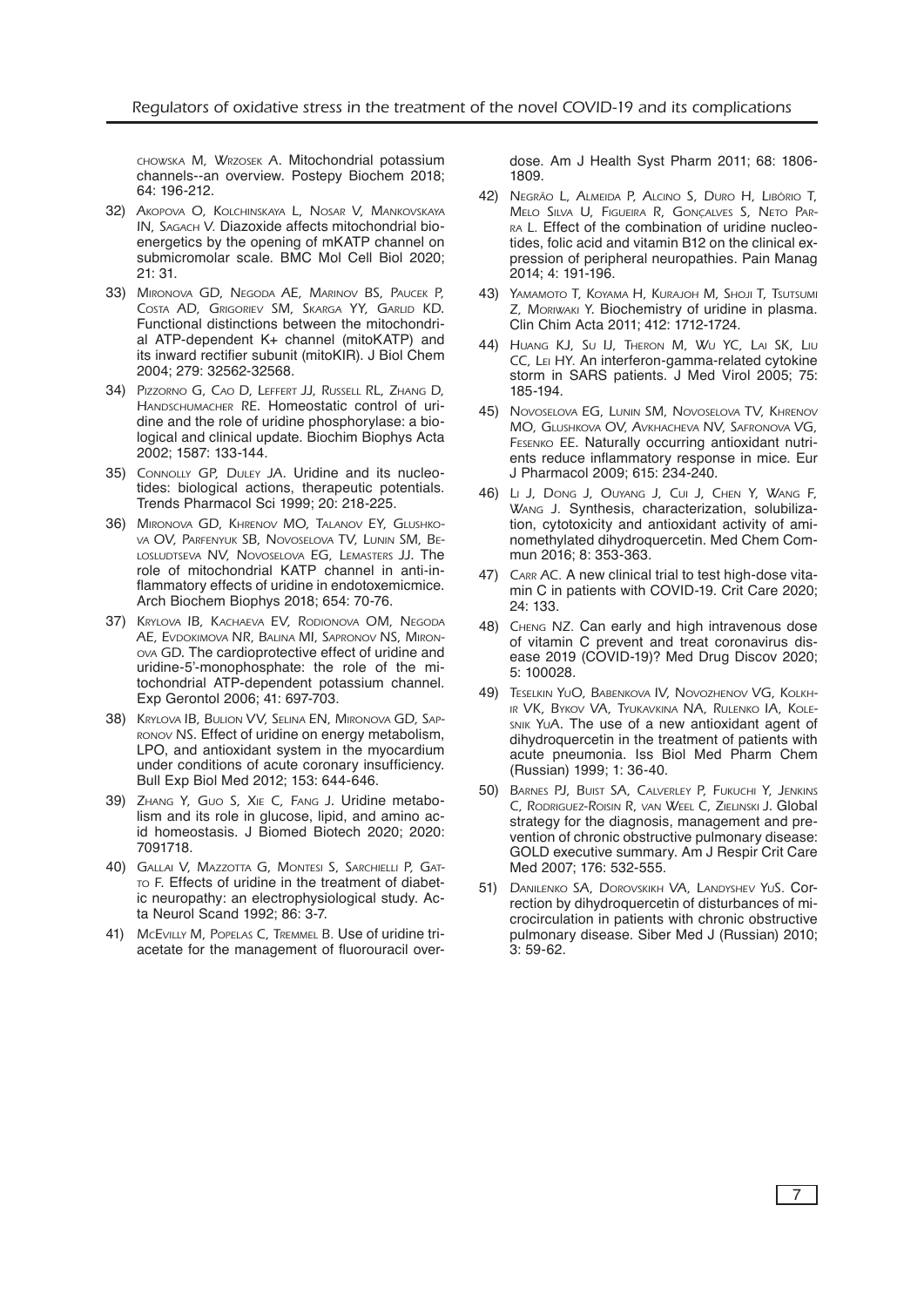chowska M, Wrzosek A. Mitochondrial potassium channels--an overview. Postepy Biochem 2018; 64: 196-212.

32) Akopova O, Kolchinskaya L, Nosar V, Mankovskaya IN, Sagach V. Diazoxide affects mitochondrial bioenergetics by the opening of mKATP channel on submicromolar scale. BMC Mol Cell Biol 2020; 21: 31.

33) Mironova GD, Negoda AE, Marinov BS, Paucek P, Costa AD, Grigoriev SM, Skarga YY, Garlid KD. Functional distinctions between the mitochondrial ATP-dependent K+ channel (mitoKATP) and its inward rectifier subunit (mitoKIR). J Biol Chem 2004; 279: 32562-32568.

34) Pizzorno G, Cao D, Leffert JJ, Russell RL, Zhang D, Handschumacher RE. Homeostatic control of uridine and the role of uridine phosphorylase: a biological and clinical update. Biochim Biophys Acta 2002; 1587: 133-144.

35) Connolly GP, Duley JA. Uridine and its nucleotides: biological actions, therapeutic potentials. Trends Pharmacol Sci 1999; 20: 218-225.

36) Mironova GD, Khrenov MO, Talanov EY, Glushkova OV, Parfenyuk SB, Novoselova TV, Lunin SM, Belosludtseva NV, Novoselova EG, Lemasters JJ. The role of mitochondrial KATP channel in anti-inflammatory effects of uridine in endotoxemicmice. Arch Biochem Biophys 2018; 654: 70-76.

37) Krylova IB, Kachaeva EV, Rodionova OM, Negoda AE, Evdokimova NR, Balina MI, Sapronov NS, Mironova GD. The cardioprotective effect of uridine and uridine-5'-monophosphate: the role of the mitochondrial ATP-dependent potassium channel. Exp Gerontol 2006; 41: 697-703.

38) Krylova IB, Bulion VV, Selina EN, Mironova GD, Sapronov NS. Effect of uridine on energy metabolism, LPO, and antioxidant system in the myocardium under conditions of acute coronary insufficiency. Bull Exp Biol Med 2012; 153: 644-646.

39) Zhang Y, Guo S, Xie C, Fang J. Uridine metabolism and its role in glucose, lipid, and amino acid homeostasis. J Biomed Biotech 2020; 2020: 7091718.

40) Gallai V, Mazzotta G, Montesi S, Sarchielli P, Gatto F. Effects of uridine in the treatment of diabetic neuropathy: an electrophysiological study. Acta Neurol Scand 1992; 86: 3-7.

41) McEvilly M, Popelas C, Tremmel B. Use of uridine triacetate for the management of fluorouracil overdose. Am J Health Syst Pharm 2011; 68: 1806-1809.

42) Negrão L, Almeida P, Alcino S, Duro H, Libório T, Melo Silva U, Figueira R, Gonçalves S, Neto Parra L. Effect of the combination of uridine nucleotides, folic acid and vitamin B12 on the clinical expression of peripheral neuropathies. Pain Manag 2014; 4: 191-196.

43) Yamamoto T, Koyama H, Kurajoh M, Shoji T, Tsutsumi Z, Moriwaki Y. Biochemistry of uridine in plasma. Clin Chim Acta 2011; 412: 1712-1724.

44) Huang KJ, Su IJ, Theron M, Wu YC, Lai SK, Liu CC, Lei HY. An interferon-gamma-related cytokine storm in SARS patients. J Med Virol 2005; 75: 185-194.

45) Novoselova EG, Lunin SM, Novoselova TV, Khrenov MO, Glushkova OV, Avkhacheva NV, Safronova VG, Fesenko EE. Naturally occurring antioxidant nutrients reduce inflammatory response in mice. Eur J Pharmacol 2009; 615: 234-240.

46) Li J, Dong J, Ouyang J, Cui J, Chen Y, Wang F, Wang J. Synthesis, characterization, solubilization, cytotoxicity and antioxidant activity of aminomethylated dihydroquercetin. Med Chem Commun 2016; 8: 353-363.

47) Carr AC. A new clinical trial to test high-dose vitamin C in patients with COVID-19. Crit Care 2020; 24: 133.

48) Cheng NZ. Can early and high intravenous dose of vitamin C prevent and treat coronavirus disease 2019 (COVID-19)? Med Drug Discov 2020; 5: 100028.

49) Teselkin YuO, Babenkova IV, Novozhenov VG, Kolkhir VK, Bykov VA, Tyukavkina NA, Rulenko IA, Kolesnik YuA. The use of a new antioxidant agent of dihydroquercetin in the treatment of patients with acute pneumonia. Iss Biol Med Pharm Chem (Russian) 1999; 1: 36-40.

50) Barnes PJ, Buist SA, Calverley P, Fukuchi Y, Jenkins C, Rodriguez-Roisin R, van Weel C, Zielinski J. Global strategy for the diagnosis, management and prevention of chronic obstructive pulmonary disease: GOLD executive summary. Am J Respir Crit Care Med 2007; 176: 532-555.

51) Danilenko SA, Dorovskikh VA, Landyshev YuS. Correction by dihydroquercetin of disturbances of microcirculation in patients with chronic obstructive pulmonary disease. Siber Med J (Russian) 2010; 3: 59-62.